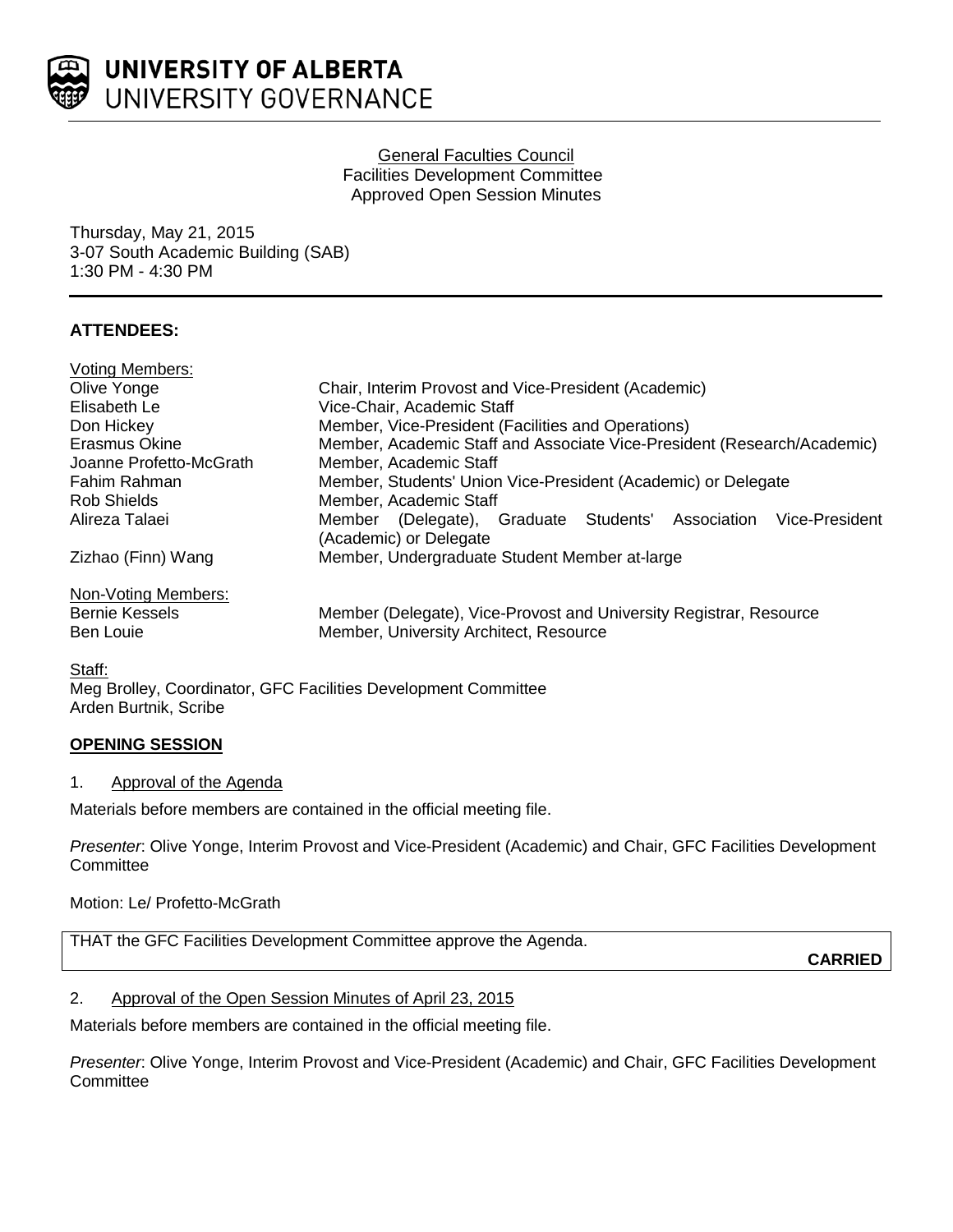UNIVERSITY OF ALBERTA
UNIVERSITY GOVERNANCE

General Faculties Council
Facilities Development Committee
Approved Open Session Minutes

Thursday, May 21, 2015
3-07 South Academic Building (SAB)
1:30 PM - 4:30 PM

**ATTENDEES:**

Voting Members:

| | |
|---|---|
| Olive Yonge | Chair, Interim Provost and Vice-President (Academic) |
| Elisabeth Le | Vice-Chair, Academic Staff |
| Don Hickey | Member, Vice-President (Facilities and Operations) |
| Erasmus Okine | Member, Academic Staff and Associate Vice-President (Research/Academic) |
| Joanne Profetto-McGrath | Member, Academic Staff |
| Fahim Rahman | Member, Students' Union Vice-President (Academic) or Delegate |
| Rob Shields | Member, Academic Staff |
| Alireza Talaei | Member (Delegate), Graduate Students' Association Vice-President (Academic) or Delegate |
| Zizhao (Finn) Wang | Member, Undergraduate Student Member at-large |

Non-Voting Members:

| | |
|---|---|
| Bernie Kessels | Member (Delegate), Vice-Provost and University Registrar, Resource |
| Ben Louie | Member, University Architect, Resource |

Staff:
Meg Brolley, Coordinator, GFC Facilities Development Committee
Arden Burtnik, Scribe

**OPENING SESSION**

1. Approval of the Agenda

Materials before members are contained in the official meeting file.

*Presenter*: Olive Yonge, Interim Provost and Vice-President (Academic) and Chair, GFC Facilities Development Committee

Motion: Le/ Profetto-McGrath

THAT the GFC Facilities Development Committee approve the Agenda.

**CARRIED**

2. Approval of the Open Session Minutes of April 23, 2015

Materials before members are contained in the official meeting file.

*Presenter*: Olive Yonge, Interim Provost and Vice-President (Academic) and Chair, GFC Facilities Development Committee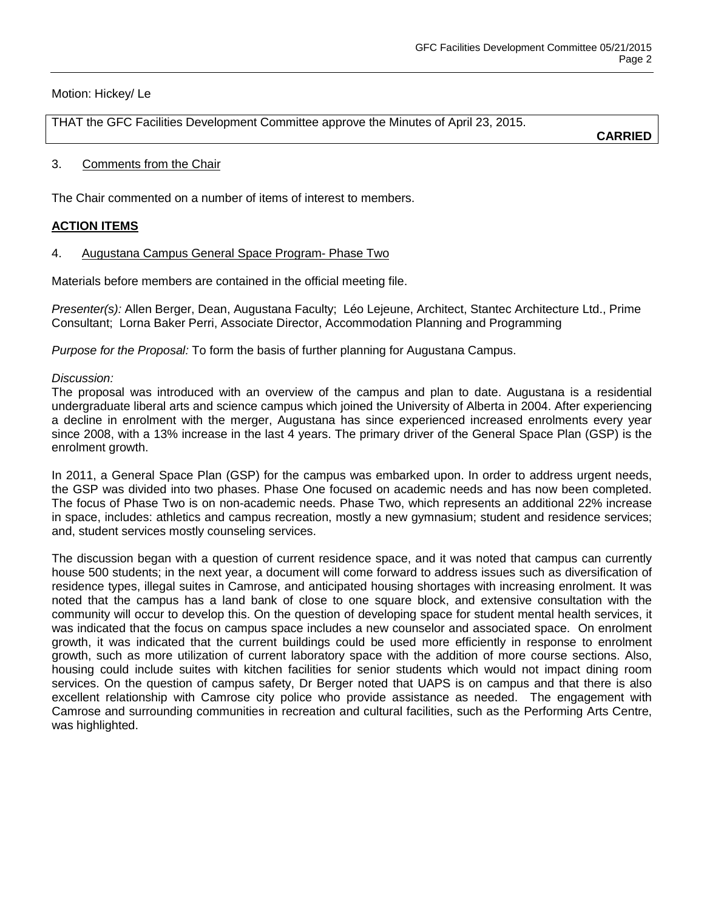Motion: Hickey/ Le

THAT the GFC Facilities Development Committee approve the Minutes of April 23, 2015.

**CARRIED**

3. Comments from the Chair

The Chair commented on a number of items of interest to members.

**ACTION ITEMS**

4. Augustana Campus General Space Program- Phase Two

Materials before members are contained in the official meeting file.

*Presenter(s):* Allen Berger, Dean, Augustana Faculty; Léo Lejeune, Architect, Stantec Architecture Ltd., Prime Consultant; Lorna Baker Perri, Associate Director, Accommodation Planning and Programming

*Purpose for the Proposal:* To form the basis of further planning for Augustana Campus.

*Discussion:*

The proposal was introduced with an overview of the campus and plan to date. Augustana is a residential undergraduate liberal arts and science campus which joined the University of Alberta in 2004. After experiencing a decline in enrolment with the merger, Augustana has since experienced increased enrolments every year since 2008, with a 13% increase in the last 4 years. The primary driver of the General Space Plan (GSP) is the enrolment growth.

In 2011, a General Space Plan (GSP) for the campus was embarked upon. In order to address urgent needs, the GSP was divided into two phases. Phase One focused on academic needs and has now been completed. The focus of Phase Two is on non-academic needs. Phase Two, which represents an additional 22% increase in space, includes: athletics and campus recreation, mostly a new gymnasium; student and residence services; and, student services mostly counseling services.

The discussion began with a question of current residence space, and it was noted that campus can currently house 500 students; in the next year, a document will come forward to address issues such as diversification of residence types, illegal suites in Camrose, and anticipated housing shortages with increasing enrolment. It was noted that the campus has a land bank of close to one square block, and extensive consultation with the community will occur to develop this. On the question of developing space for student mental health services, it was indicated that the focus on campus space includes a new counselor and associated space. On enrolment growth, it was indicated that the current buildings could be used more efficiently in response to enrolment growth, such as more utilization of current laboratory space with the addition of more course sections. Also, housing could include suites with kitchen facilities for senior students which would not impact dining room services. On the question of campus safety, Dr Berger noted that UAPS is on campus and that there is also excellent relationship with Camrose city police who provide assistance as needed. The engagement with Camrose and surrounding communities in recreation and cultural facilities, such as the Performing Arts Centre, was highlighted.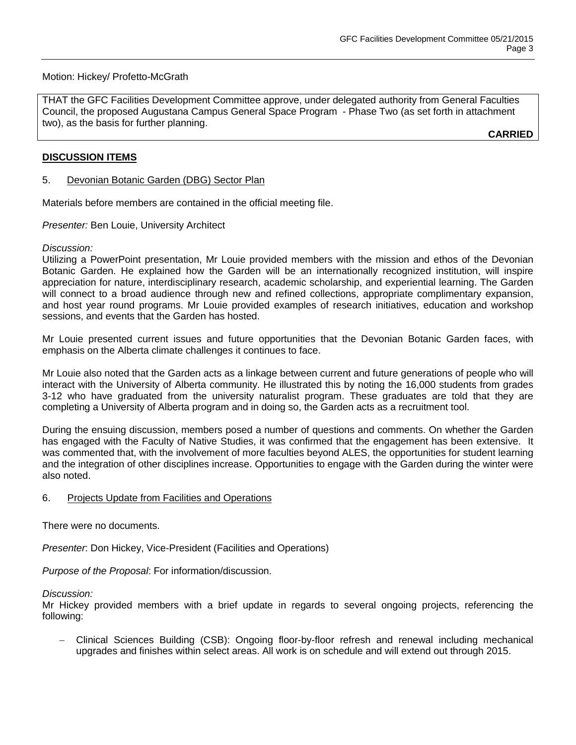Motion: Hickey/ Profetto-McGrath

THAT the GFC Facilities Development Committee approve, under delegated authority from General Faculties Council, the proposed Augustana Campus General Space Program - Phase Two (as set forth in attachment two), as the basis for further planning.

**CARRIED**

**DISCUSSION ITEMS**

5. Devonian Botanic Garden (DBG) Sector Plan

Materials before members are contained in the official meeting file.

*Presenter:* Ben Louie, University Architect

*Discussion:*
Utilizing a PowerPoint presentation, Mr Louie provided members with the mission and ethos of the Devonian Botanic Garden. He explained how the Garden will be an internationally recognized institution, will inspire appreciation for nature, interdisciplinary research, academic scholarship, and experiential learning. The Garden will connect to a broad audience through new and refined collections, appropriate complimentary expansion, and host year round programs. Mr Louie provided examples of research initiatives, education and workshop sessions, and events that the Garden has hosted.

Mr Louie presented current issues and future opportunities that the Devonian Botanic Garden faces, with emphasis on the Alberta climate challenges it continues to face.

Mr Louie also noted that the Garden acts as a linkage between current and future generations of people who will interact with the University of Alberta community. He illustrated this by noting the 16,000 students from grades 3-12 who have graduated from the university naturalist program. These graduates are told that they are completing a University of Alberta program and in doing so, the Garden acts as a recruitment tool.

During the ensuing discussion, members posed a number of questions and comments. On whether the Garden has engaged with the Faculty of Native Studies, it was confirmed that the engagement has been extensive. It was commented that, with the involvement of more faculties beyond ALES, the opportunities for student learning and the integration of other disciplines increase. Opportunities to engage with the Garden during the winter were also noted.

6. Projects Update from Facilities and Operations

There were no documents.

*Presenter*: Don Hickey, Vice-President (Facilities and Operations)

*Purpose of the Proposal*: For information/discussion.

*Discussion:*
Mr Hickey provided members with a brief update in regards to several ongoing projects, referencing the following:

- Clinical Sciences Building (CSB): Ongoing floor-by-floor refresh and renewal including mechanical upgrades and finishes within select areas. All work is on schedule and will extend out through 2015.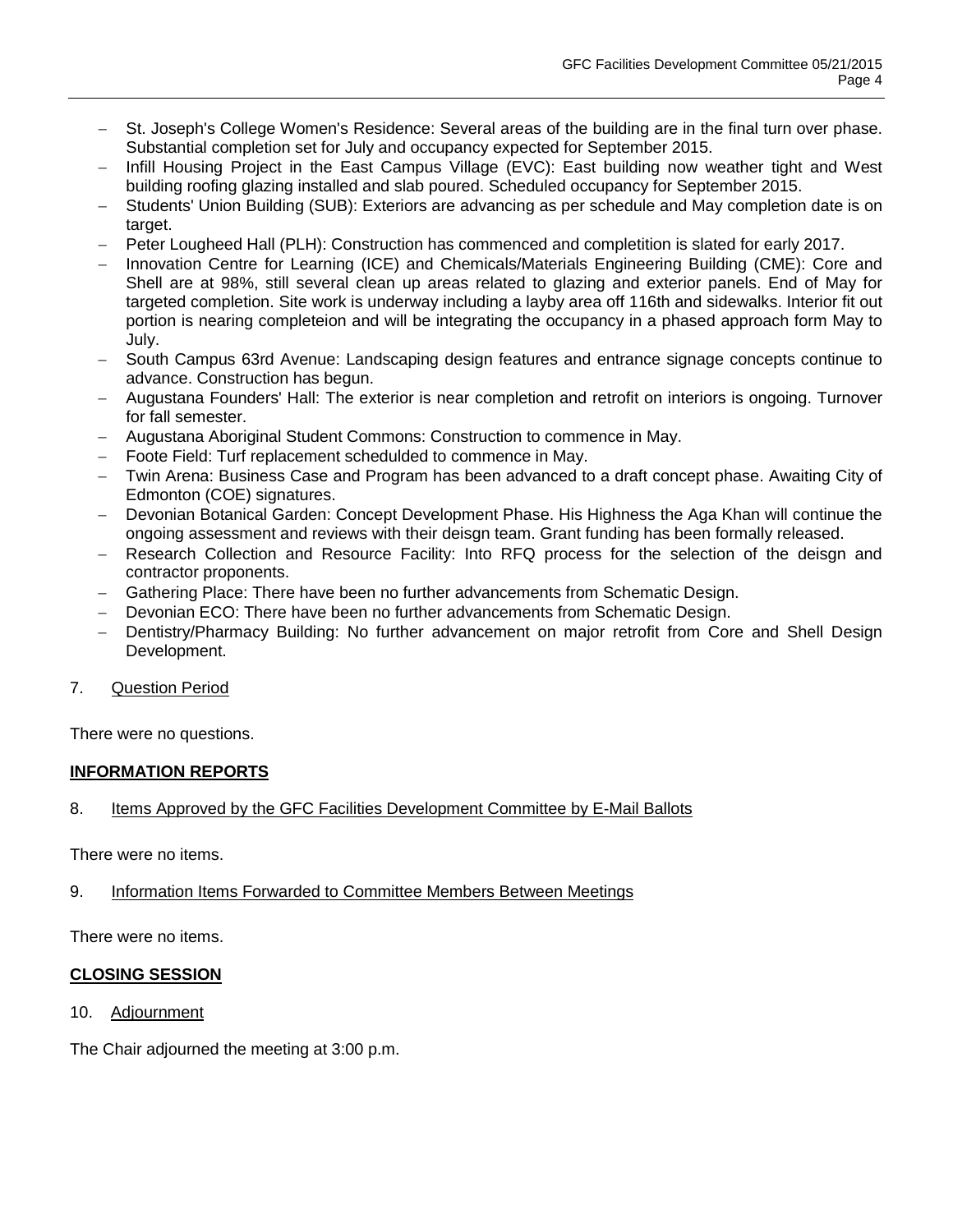- St. Joseph's College Women's Residence: Several areas of the building are in the final turn over phase. Substantial completion set for July and occupancy expected for September 2015.
- Infill Housing Project in the East Campus Village (EVC): East building now weather tight and West building roofing glazing installed and slab poured. Scheduled occupancy for September 2015.
- Students' Union Building (SUB): Exteriors are advancing as per schedule and May completion date is on target.
- Peter Lougheed Hall (PLH): Construction has commenced and completition is slated for early 2017.
- Innovation Centre for Learning (ICE) and Chemicals/Materials Engineering Building (CME): Core and Shell are at 98%, still several clean up areas related to glazing and exterior panels. End of May for targeted completion. Site work is underway including a layby area off 116th and sidewalks. Interior fit out portion is nearing completeion and will be integrating the occupancy in a phased approach form May to July.
- South Campus 63rd Avenue: Landscaping design features and entrance signage concepts continue to advance. Construction has begun.
- Augustana Founders' Hall: The exterior is near completion and retrofit on interiors is ongoing. Turnover for fall semester.
- Augustana Aboriginal Student Commons: Construction to commence in May.
- Foote Field: Turf replacement schedulded to commence in May.
- Twin Arena: Business Case and Program has been advanced to a draft concept phase. Awaiting City of Edmonton (COE) signatures.
- Devonian Botanical Garden: Concept Development Phase. His Highness the Aga Khan will continue the ongoing assessment and reviews with their deisgn team. Grant funding has been formally released.
- Research Collection and Resource Facility: Into RFQ process for the selection of the deisgn and contractor proponents.
- Gathering Place: There have been no further advancements from Schematic Design.
- Devonian ECO: There have been no further advancements from Schematic Design.
- Dentistry/Pharmacy Building: No further advancement on major retrofit from Core and Shell Design Development.

7. Question Period

There were no questions.

**INFORMATION REPORTS**

8. Items Approved by the GFC Facilities Development Committee by E-Mail Ballots

There were no items.

9. Information Items Forwarded to Committee Members Between Meetings

There were no items.

**CLOSING SESSION**

10. Adjournment

The Chair adjourned the meeting at 3:00 p.m.